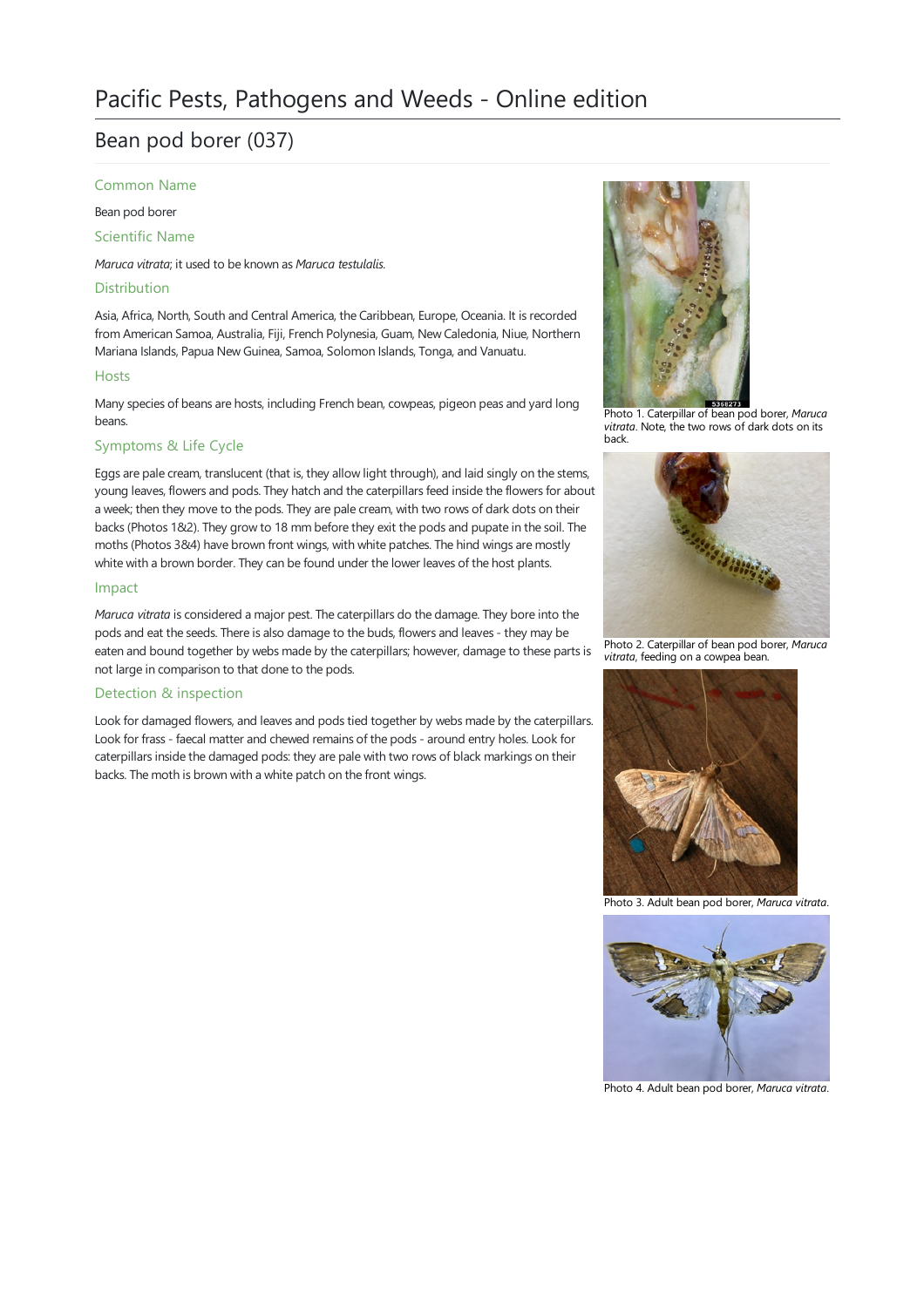# Pacific Pests, Pathogens and Weeds - Online edition

## Bean pod borer (037)

### Common Name

Bean pod borer

### Scientific Name

*Maruca vitrata;* it used to be known as *Maruca testulalis.*

### Distribution

Asia, Africa, North, South and Central America, the Caribbean, Europe, Oceania. It is recorded from American Samoa, Australia, Fiji, French Polynesia, Guam, New Caledonia, Niue, Northern Mariana Islands, Papua New Guinea, Samoa, Solomon Islands, Tonga, and Vanuatu.

### Hosts

Many species of beans are hosts, including French bean, cowpeas, pigeon peas and yard long beans.

### Symptoms & Life Cycle

Eggs are pale cream, translucent (that is, they allow light through), and laid singly on the stems, young leaves, flowers and pods. They hatch and the caterpillars feed inside the flowers for about a week; then they move to the pods. They are pale cream, with two rows of dark dots on their backs (Photos 1&2). They grow to 18 mm before they exit the pods and pupate in the soil. The moths (Photos 3&4) have brown front wings, with white patches. The hind wings are mostly white with a brown border. They can be found under the lower leaves of the host plants.

### Impact

*Maruca vitrata* is considered a major pest. The caterpillars do the damage. They bore into the pods and eat the seeds. There is also damage to the buds, flowers and leaves - they may be eaten and bound together by webs made by the caterpillars; however, damage to these parts is not large in comparison to that done to the pods.

### Detection & inspection

Look for damaged flowers, and leaves and pods tied together by webs made by the caterpillars. Look for frass - faecal matter and chewed remains of the pods - around entry holes. Look for caterpillars inside the damaged pods: they are pale with two rows of black markings on their backs. The moth is brown with a white patch on the front wings.

Photo 1. Caterpillar of bean pod borer, *Maruca vitrata*. Note, the two rows of dark dots on its back.

Photo 2. Caterpillar of bean pod borer, *Maruca vitrata*, feeding on a cowpea bean.

Photo 3. Adult bean pod borer, *Maruca vitrata*.

Photo 4. Adult bean pod borer, *Maruca vitrata*.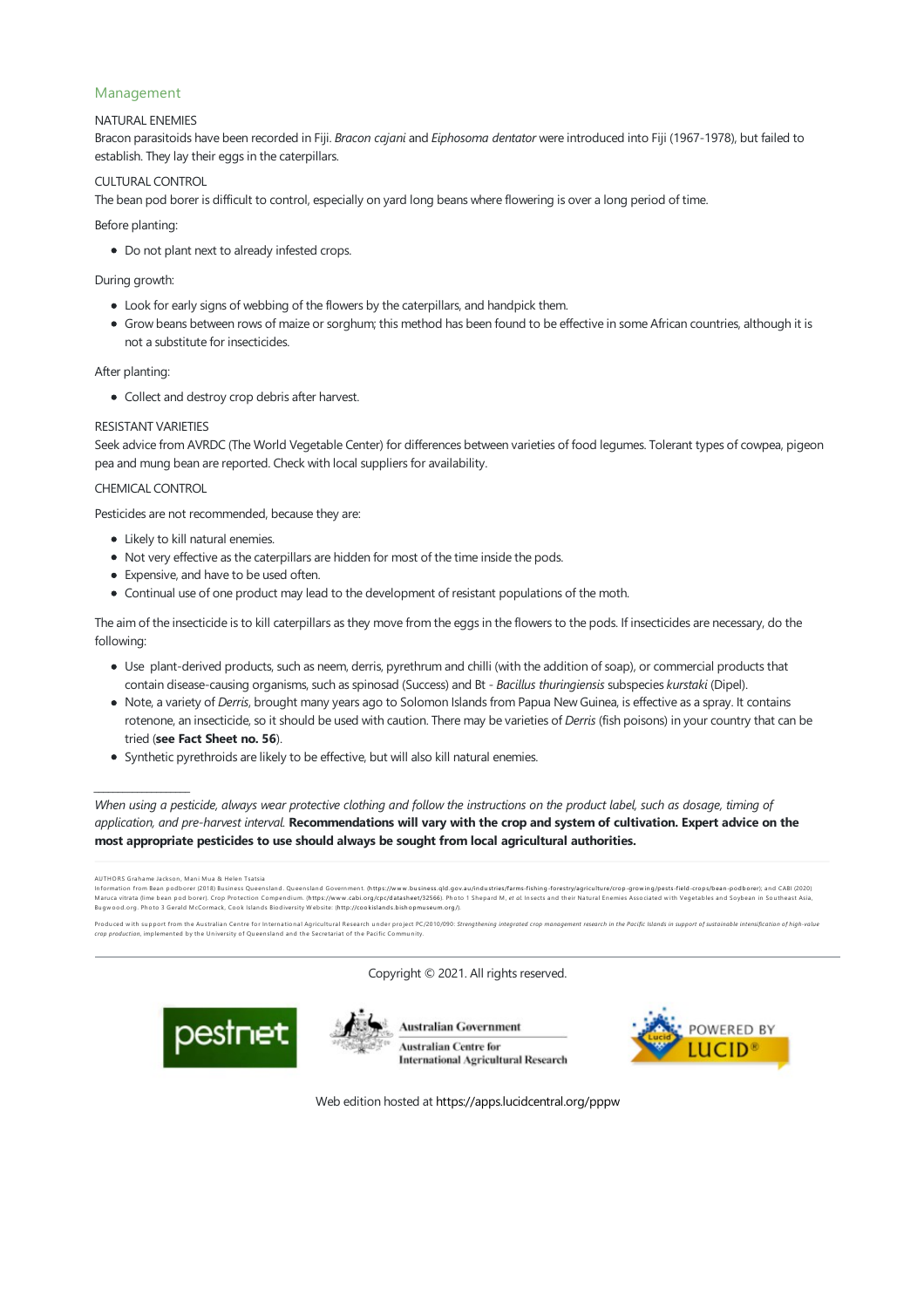## Management

NATURAL ENEMIES

Bracon parasitoids have been recorded in Fiji. *Bracon cajani* and *Eiphosoma dentator* were introduced into Fiji (1967-1978), but failed to establish. They lay their eggs in the caterpillars.

CULTURAL CONTROL

The bean pod borer is difficult to control, especially on yard long beans where flowering is over a long period of time.

Before planting:

- Do not plant next to already infested crops.

During growth:

- Look for early signs of webbing of the flowers by the caterpillars, and handpick them.
- Grow beans between rows of maize or sorghum; this method has been found to be effective in some African countries, although it is not a substitute for insecticides.

After planting:

- Collect and destroy crop debris after harvest.

RESISTANT VARIETIES

Seek advice from AVRDC (The World Vegetable Center) for differences between varieties of food legumes. Tolerant types of cowpea, pigeon pea and mung bean are reported. Check with local suppliers for availability.

CHEMICAL CONTROL

Pesticides are not recommended, because they are:

- Likely to kill natural enemies.
- Not very effective as the caterpillars are hidden for most of the time inside the pods.
- Expensive, and have to be used often.
- Continual use of one product may lead to the development of resistant populations of the moth.

The aim of the insecticide is to kill caterpillars as they move from the eggs in the flowers to the pods. If insecticides are necessary, do the following:

- Use plant-derived products, such as neem, derris, pyrethrum and chilli (with the addition of soap), or commercial products that contain disease-causing organisms, such as spinosad (Success) and Bt - *Bacillus thuringiensis* subspecies *kurstaki* (Dipel).
- Note, a variety of *Derris*, brought many years ago to Solomon Islands from Papua New Guinea, is effective as a spray. It contains rotenone, an insecticide, so it should be used with caution. There may be varieties of *Derris* (fish poisons) in your country that can be tried (**see Fact Sheet no. 56**).
- Synthetic pyrethroids are likely to be effective, but will also kill natural enemies.

---

*When using a pesticide, always wear protective clothing and follow the instructions on the product label, such as dosage, timing of application, and pre-harvest interval.* **Recommendations will vary with the crop and system of cultivation. Expert advice on the most appropriate pesticides to use should always be sought from local agricultural authorities.**

AUTHORS Grahame Jackson, Mani Mua & Helen Tsatsia

Information from Bean podborer (2018) Business Queensland. Queensland Government. (https://www.business.qld.gov.au/industries/farms-fishing-forestry/agriculture/crop-growing/pests-field-crops/bean-podborer); and CABI (2020) Maruca vitrata (lime bean pod borer). Crop Protection Compendium. (https://www.cabi.org/cpc/datasheet/32566). Photo 1 Shepard M, *et al.* Insects and their Natural Enemies Associated with Vegetables and Soybean in Southeast Asia, Bugwood.org. Photo 3 Gerald McCormack, Cook Islands Biodiversity Website: (http://cookislands.bishopmuseum.org/).

Produced with support from the Australian Centre for International Agricultural Research under project PC/2010/090: *Strengthening integrated crop management research in the Pacific Islands in support of sustainable intensification of high-value crop production*, implemented by the University of Queensland and the Secretariat of the Pacific Community.

Copyright © 2021. All rights reserved.

Web edition hosted at https://apps.lucidcentral.org/pppw